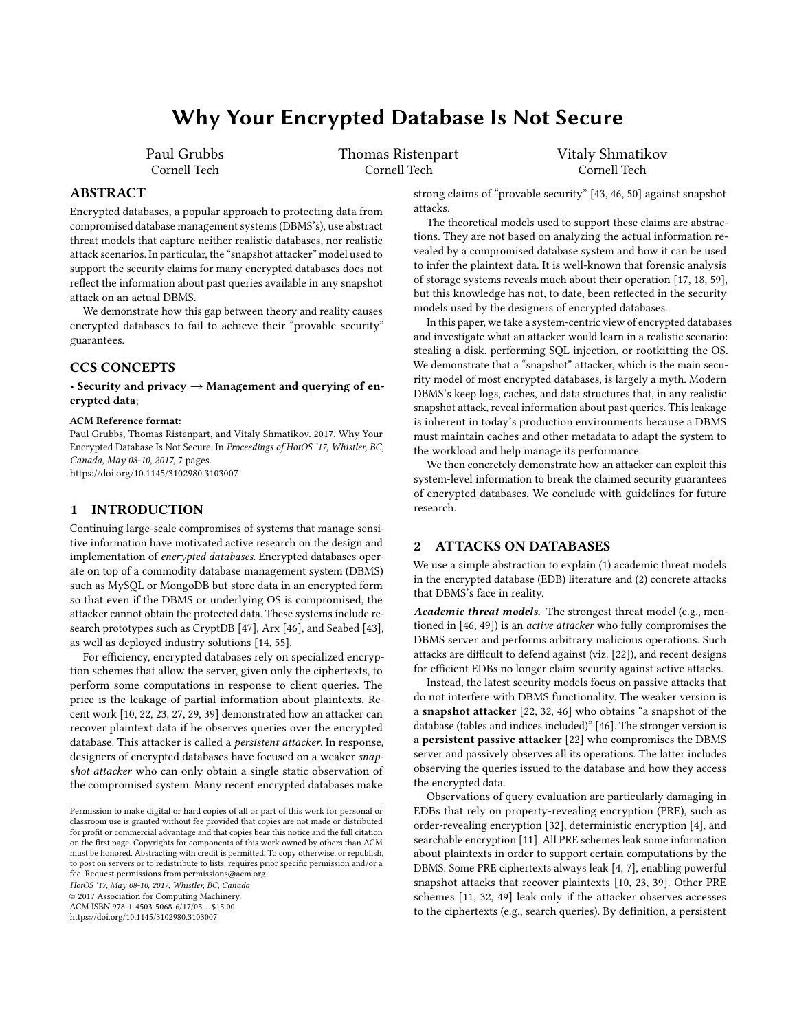# Why Your Encrypted Database Is Not Secure

Paul Grubbs
Cornell Tech

Thomas Ristenpart
Cornell Tech

Vitaly Shmatikov
Cornell Tech

## ABSTRACT

Encrypted databases, a popular approach to protecting data from compromised database management systems (DBMS's), use abstract threat models that capture neither realistic databases, nor realistic attack scenarios. In particular, the "snapshot attacker" model used to support the security claims for many encrypted databases does not reflect the information about past queries available in any snapshot attack on an actual DBMS.

We demonstrate how this gap between theory and reality causes encrypted databases to fail to achieve their "provable security" guarantees.

## CCS CONCEPTS

• **Security and privacy → Management and querying of encrypted data**;

**ACM Reference format:**
Paul Grubbs, Thomas Ristenpart, and Vitaly Shmatikov. 2017. Why Your Encrypted Database Is Not Secure. In *Proceedings of HotOS '17, Whistler, BC, Canada, May 08-10, 2017,* 7 pages.
https://doi.org/10.1145/3102980.3103007

## 1 INTRODUCTION

Continuing large-scale compromises of systems that manage sensitive information have motivated active research on the design and implementation of *encrypted databases*. Encrypted databases operate on top of a commodity database management system (DBMS) such as MySQL or MongoDB but store data in an encrypted form so that even if the DBMS or underlying OS is compromised, the attacker cannot obtain the protected data. These systems include research prototypes such as CryptDB [47], Arx [46], and Seabed [43], as well as deployed industry solutions [14, 55].

For efficiency, encrypted databases rely on specialized encryption schemes that allow the server, given only the ciphertexts, to perform some computations in response to client queries. The price is the leakage of partial information about plaintexts. Recent work [10, 22, 23, 27, 29, 39] demonstrated how an attacker can recover plaintext data if he observes queries over the encrypted database. This attacker is called a *persistent attacker*. In response, designers of encrypted databases have focused on a weaker *snapshot attacker* who can only obtain a single static observation of the compromised system. Many recent encrypted databases make strong claims of "provable security" [43, 46, 50] against snapshot attacks.

The theoretical models used to support these claims are abstractions. They are not based on analyzing the actual information revealed by a compromised database system and how it can be used to infer the plaintext data. It is well-known that forensic analysis of storage systems reveals much about their operation [17, 18, 59], but this knowledge has not, to date, been reflected in the security models used by the designers of encrypted databases.

In this paper, we take a system-centric view of encrypted databases and investigate what an attacker would learn in a realistic scenario: stealing a disk, performing SQL injection, or rootkitting the OS. We demonstrate that a "snapshot" attacker, which is the main security model of most encrypted databases, is largely a myth. Modern DBMS's keep logs, caches, and data structures that, in any realistic snapshot attack, reveal information about past queries. This leakage is inherent in today's production environments because a DBMS must maintain caches and other metadata to adapt the system to the workload and help manage its performance.

We then concretely demonstrate how an attacker can exploit this system-level information to break the claimed security guarantees of encrypted databases. We conclude with guidelines for future research.

## 2 ATTACKS ON DATABASES

We use a simple abstraction to explain (1) academic threat models in the encrypted database (EDB) literature and (2) concrete attacks that DBMS's face in reality.

***Academic threat models.*** The strongest threat model (e.g., mentioned in [46, 49]) is an *active attacker* who fully compromises the DBMS server and performs arbitrary malicious operations. Such attacks are difficult to defend against (viz. [22]), and recent designs for efficient EDBs no longer claim security against active attacks.

Instead, the latest security models focus on passive attacks that do not interfere with DBMS functionality. The weaker version is a **snapshot attacker** [22, 32, 46] who obtains "a snapshot of the database (tables and indices included)" [46]. The stronger version is a **persistent passive attacker** [22] who compromises the DBMS server and passively observes all its operations. The latter includes observing the queries issued to the database and how they access the encrypted data.

Observations of query evaluation are particularly damaging in EDBs that rely on property-revealing encryption (PRE), such as order-revealing encryption [32], deterministic encryption [4], and searchable encryption [11]. All PRE schemes leak some information about plaintexts in order to support certain computations by the DBMS. Some PRE ciphertexts always leak [4, 7], enabling powerful snapshot attacks that recover plaintexts [10, 23, 39]. Other PRE schemes [11, 32, 49] leak only if the attacker observes accesses to the ciphertexts (e.g., search queries). By definition, a persistent

Permission to make digital or hard copies of all or part of this work for personal or classroom use is granted without fee provided that copies are not made or distributed for profit or commercial advantage and that copies bear this notice and the full citation on the first page. Copyrights for components of this work owned by others than ACM must be honored. Abstracting with credit is permitted. To copy otherwise, or republish, to post on servers or to redistribute to lists, requires prior specific permission and/or a fee. Request permissions from permissions@acm.org.
*HotOS '17, May 08-10, 2017, Whistler, BC, Canada*
© 2017 Association for Computing Machinery.
ACM ISBN 978-1-4503-5068-6/17/05...$15.00
https://doi.org/10.1145/3102980.3103007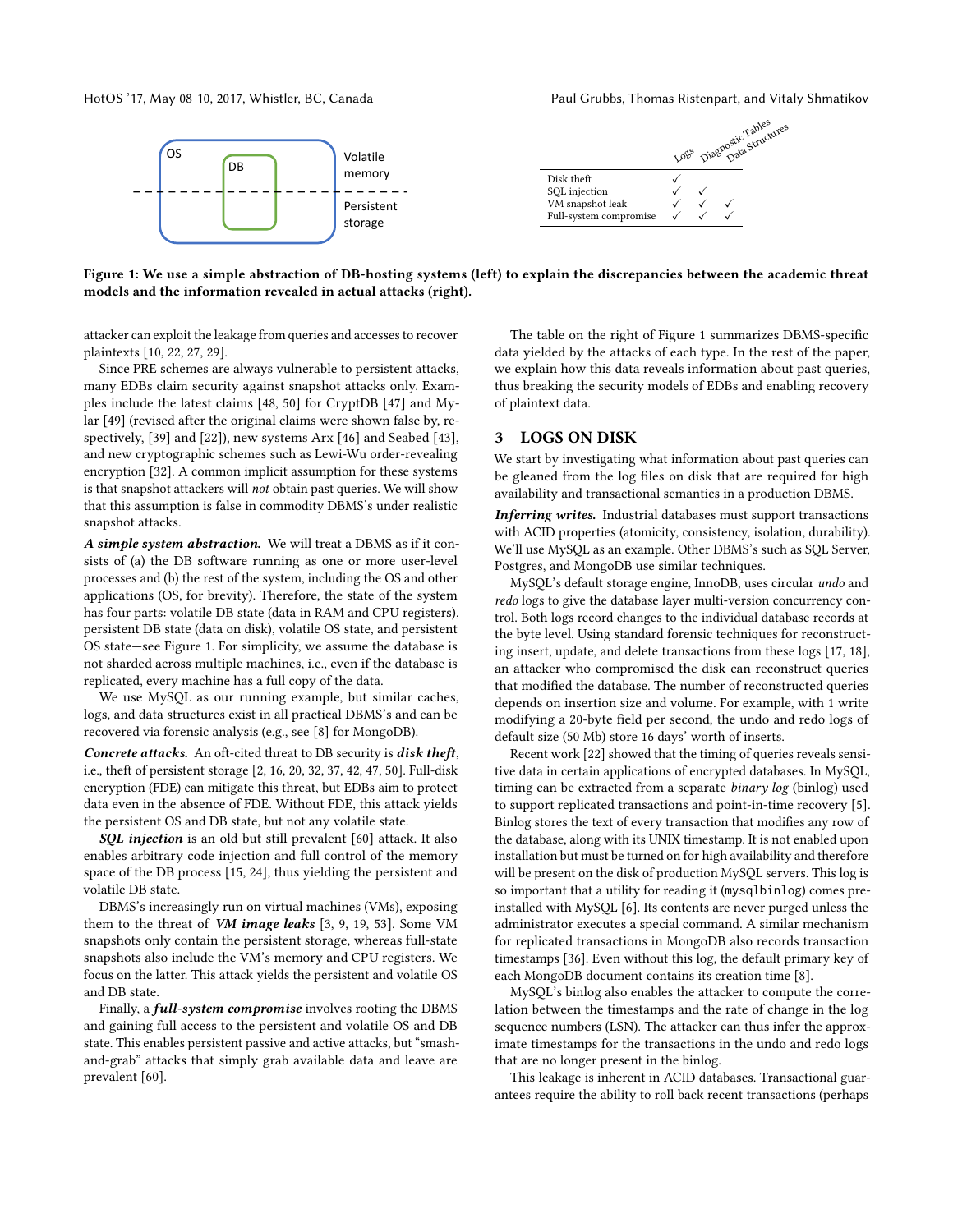| | Logs | Diagnostic Tables | Data Structures |
|---|---|---|---|
| Disk theft | ✓ | | |
| SQL injection | ✓ | ✓ | |
| VM snapshot leak | ✓ | ✓ | ✓ |
| Full-system compromise | ✓ | ✓ | ✓ |

**Figure 1: We use a simple abstraction of DB-hosting systems (left) to explain the discrepancies between the academic threat models and the information revealed in actual attacks (right).**

attacker can exploit the leakage from queries and accesses to recover plaintexts [10, 22, 27, 29].

Since PRE schemes are always vulnerable to persistent attacks, many EDBs claim security against snapshot attacks only. Examples include the latest claims [48, 50] for CryptDB [47] and Mylar [49] (revised after the original claims were shown false by, respectively, [39] and [22]), new systems Arx [46] and Seabed [43], and new cryptographic schemes such as Lewi-Wu order-revealing encryption [32]. A common implicit assumption for these systems is that snapshot attackers will *not* obtain past queries. We will show that this assumption is false in commodity DBMS's under realistic snapshot attacks.

***A simple system abstraction.*** We will treat a DBMS as if it consists of (a) the DB software running as one or more user-level processes and (b) the rest of the system, including the OS and other applications (OS, for brevity). Therefore, the state of the system has four parts: volatile DB state (data in RAM and CPU registers), persistent DB state (data on disk), volatile OS state, and persistent OS state—see Figure 1. For simplicity, we assume the database is not sharded across multiple machines, i.e., even if the database is replicated, every machine has a full copy of the data.

We use MySQL as our running example, but similar caches, logs, and data structures exist in all practical DBMS's and can be recovered via forensic analysis (e.g., see [8] for MongoDB).

***Concrete attacks.*** An oft-cited threat to DB security is ***disk theft***, i.e., theft of persistent storage [2, 16, 20, 32, 37, 42, 47, 50]. Full-disk encryption (FDE) can mitigate this threat, but EDBs aim to protect data even in the absence of FDE. Without FDE, this attack yields the persistent OS and DB state, but not any volatile state.

***SQL injection*** is an old but still prevalent [60] attack. It also enables arbitrary code injection and full control of the memory space of the DB process [15, 24], thus yielding the persistent and volatile DB state.

DBMS's increasingly run on virtual machines (VMs), exposing them to the threat of ***VM image leaks*** [3, 9, 19, 53]. Some VM snapshots only contain the persistent storage, whereas full-state snapshots also include the VM's memory and CPU registers. We focus on the latter. This attack yields the persistent and volatile OS and DB state.

Finally, a ***full-system compromise*** involves rooting the DBMS and gaining full access to the persistent and volatile OS and DB state. This enables persistent passive and active attacks, but "smash-and-grab" attacks that simply grab available data and leave are prevalent [60].

The table on the right of Figure 1 summarizes DBMS-specific data yielded by the attacks of each type. In the rest of the paper, we explain how this data reveals information about past queries, thus breaking the security models of EDBs and enabling recovery of plaintext data.

## 3 LOGS ON DISK

We start by investigating what information about past queries can be gleaned from the log files on disk that are required for high availability and transactional semantics in a production DBMS.

***Inferring writes.*** Industrial databases must support transactions with ACID properties (atomicity, consistency, isolation, durability). We'll use MySQL as an example. Other DBMS's such as SQL Server, Postgres, and MongoDB use similar techniques.

MySQL's default storage engine, InnoDB, uses circular *undo* and *redo* logs to give the database layer multi-version concurrency control. Both logs record changes to the individual database records at the byte level. Using standard forensic techniques for reconstructing insert, update, and delete transactions from these logs [17, 18], an attacker who compromised the disk can reconstruct queries that modified the database. The number of reconstructed queries depends on insertion size and volume. For example, with 1 write modifying a 20-byte field per second, the undo and redo logs of default size (50 Mb) store 16 days' worth of inserts.

Recent work [22] showed that the timing of queries reveals sensitive data in certain applications of encrypted databases. In MySQL, timing can be extracted from a separate *binary log* (binlog) used to support replicated transactions and point-in-time recovery [5]. Binlog stores the text of every transaction that modifies any row of the database, along with its UNIX timestamp. It is not enabled upon installation but must be turned on for high availability and therefore will be present on the disk of production MySQL servers. This log is so important that a utility for reading it (`mysqlbinlog`) comes pre-installed with MySQL [6]. Its contents are never purged unless the administrator executes a special command. A similar mechanism for replicated transactions in MongoDB also records transaction timestamps [36]. Even without this log, the default primary key of each MongoDB document contains its creation time [8].

MySQL's binlog also enables the attacker to compute the correlation between the timestamps and the rate of change in the log sequence numbers (LSN). The attacker can thus infer the approximate timestamps for the transactions in the undo and redo logs that are no longer present in the binlog.

This leakage is inherent in ACID databases. Transactional guarantees require the ability to roll back recent transactions (perhaps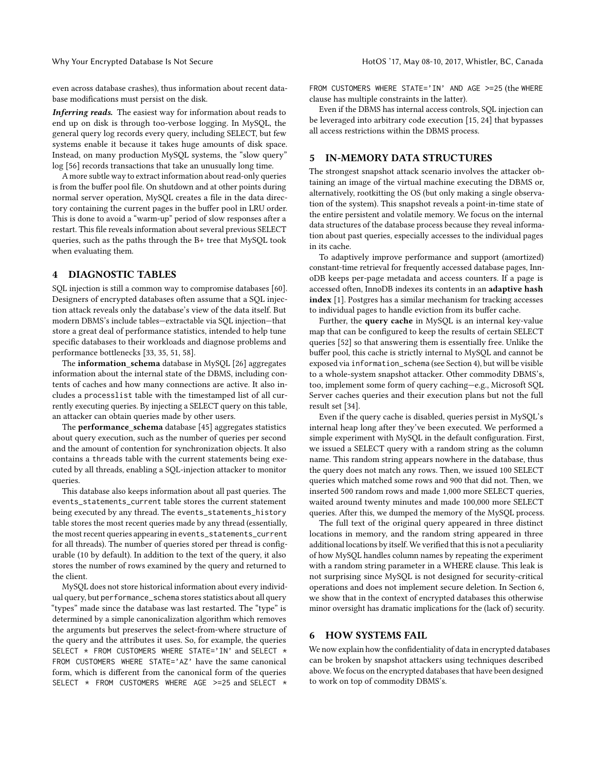even across database crashes), thus information about recent database modifications must persist on the disk.

***Inferring reads.*** The easiest way for information about reads to end up on disk is through too-verbose logging. In MySQL, the general query log records every query, including SELECT, but few systems enable it because it takes huge amounts of disk space. Instead, on many production MySQL systems, the "slow query" log [56] records transactions that take an unusually long time.

A more subtle way to extract information about read-only queries is from the buffer pool file. On shutdown and at other points during normal server operation, MySQL creates a file in the data directory containing the current pages in the buffer pool in LRU order. This is done to avoid a "warm-up" period of slow responses after a restart. This file reveals information about several previous SELECT queries, such as the paths through the B+ tree that MySQL took when evaluating them.

## 4 DIAGNOSTIC TABLES

SQL injection is still a common way to compromise databases [60]. Designers of encrypted databases often assume that a SQL injection attack reveals only the database's view of the data itself. But modern DBMS's include tables—extractable via SQL injection—that store a great deal of performance statistics, intended to help tune specific databases to their workloads and diagnose problems and performance bottlenecks [33, 35, 51, 58].

The **information_schema** database in MySQL [26] aggregates information about the internal state of the DBMS, including contents of caches and how many connections are active. It also includes a `processlist` table with the timestamped list of all currently executing queries. By injecting a SELECT query on this table, an attacker can obtain queries made by other users.

The **performance_schema** database [45] aggregates statistics about query execution, such as the number of queries per second and the amount of contention for synchronization objects. It also contains a `threads` table with the current statements being executed by all threads, enabling a SQL-injection attacker to monitor queries.

This database also keeps information about all past queries. The `events_statements_current` table stores the current statement being executed by any thread. The `events_statements_history` table stores the most recent queries made by any thread (essentially, the most recent queries appearing in `events_statements_current` for all threads). The number of queries stored per thread is configurable (10 by default). In addition to the text of the query, it also stores the number of rows examined by the query and returned to the client.

MySQL does not store historical information about every individual query, but `performance_schema` stores statistics about all query "types" made since the database was last restarted. The "type" is determined by a simple canonicalization algorithm which removes the arguments but preserves the select-from-where structure of the query and the attributes it uses. So, for example, the queries `SELECT * FROM CUSTOMERS WHERE STATE='IN'` and `SELECT * FROM CUSTOMERS WHERE STATE='AZ'` have the same canonical form, which is different from the canonical form of the queries `SELECT * FROM CUSTOMERS WHERE AGE >=25` and `SELECT * FROM CUSTOMERS WHERE STATE='IN' AND AGE >=25` (the `WHERE` clause has multiple constraints in the latter).

Even if the DBMS has internal access controls, SQL injection can be leveraged into arbitrary code execution [15, 24] that bypasses all access restrictions within the DBMS process.

## 5 IN-MEMORY DATA STRUCTURES

The strongest snapshot attack scenario involves the attacker obtaining an image of the virtual machine executing the DBMS or, alternatively, rootkitting the OS (but only making a single observation of the system). This snapshot reveals a point-in-time state of the entire persistent and volatile memory. We focus on the internal data structures of the database process because they reveal information about past queries, especially accesses to the individual pages in its cache.

To adaptively improve performance and support (amortized) constant-time retrieval for frequently accessed database pages, InnoDB keeps per-page metadata and access counters. If a page is accessed often, InnoDB indexes its contents in an **adaptive hash index** [1]. Postgres has a similar mechanism for tracking accesses to individual pages to handle eviction from its buffer cache.

Further, the **query cache** in MySQL is an internal key-value map that can be configured to keep the results of certain SELECT queries [52] so that answering them is essentially free. Unlike the buffer pool, this cache is strictly internal to MySQL and cannot be exposed via `information_schema` (see Section 4), but will be visible to a whole-system snapshot attacker. Other commodity DBMS's, too, implement some form of query caching—e.g., Microsoft SQL Server caches queries and their execution plans but not the full result set [34].

Even if the query cache is disabled, queries persist in MySQL's internal heap long after they've been executed. We performed a simple experiment with MySQL in the default configuration. First, we issued a SELECT query with a random string as the column name. This random string appears nowhere in the database, thus the query does not match any rows. Then, we issued 100 SELECT queries which matched some rows and 900 that did not. Then, we inserted 500 random rows and made 1,000 more SELECT queries, waited around twenty minutes and made 100,000 more SELECT queries. After this, we dumped the memory of the MySQL process.

The full text of the original query appeared in three distinct locations in memory, and the random string appeared in three additional locations by itself. We verified that this is not a peculiarity of how MySQL handles column names by repeating the experiment with a random string parameter in a WHERE clause. This leak is not surprising since MySQL is not designed for security-critical operations and does not implement secure deletion. In Section 6, we show that in the context of encrypted databases this otherwise minor oversight has dramatic implications for the (lack of) security.

## 6 HOW SYSTEMS FAIL

We now explain how the confidentiality of data in encrypted databases can be broken by snapshot attackers using techniques described above. We focus on the encrypted databases that have been designed to work on top of commodity DBMS's.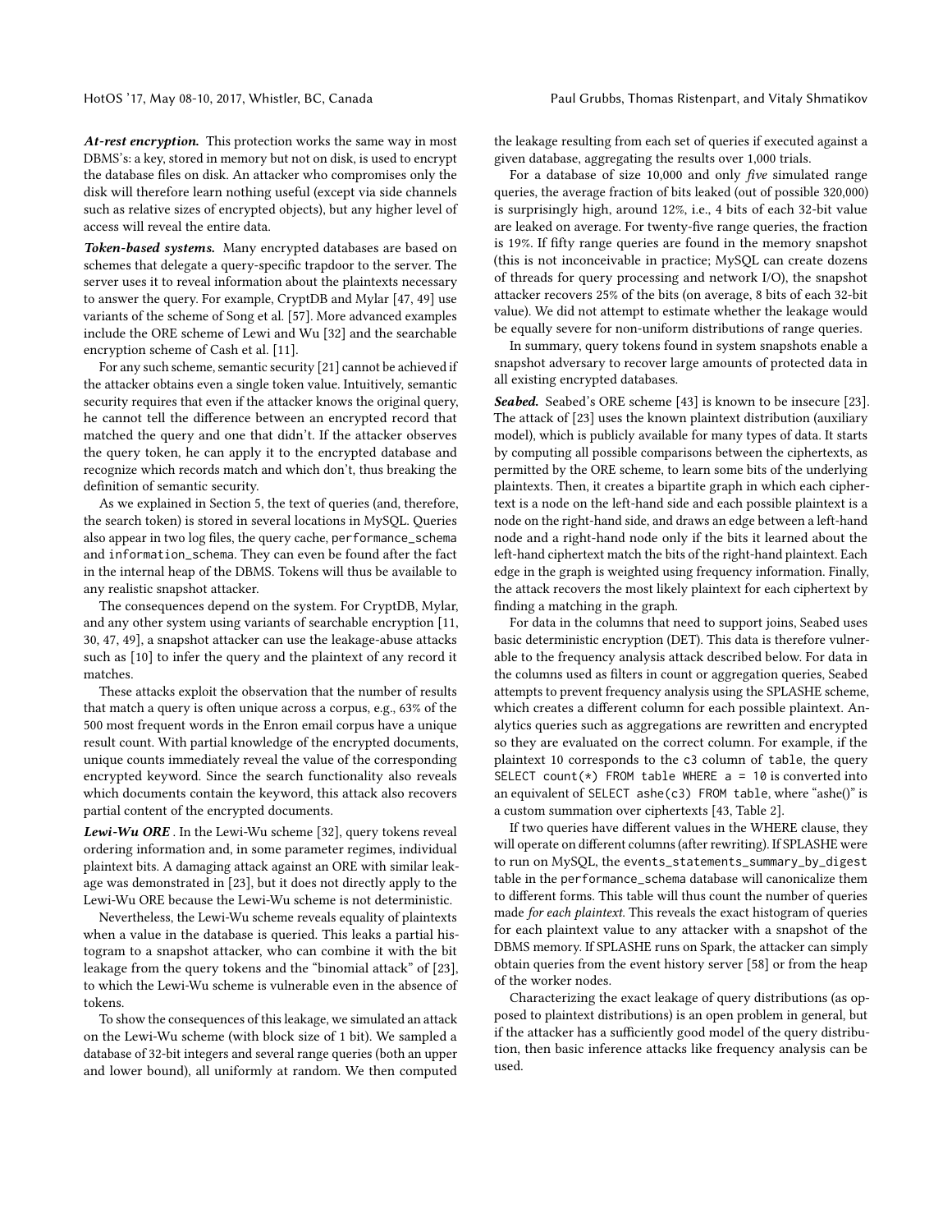***At-rest encryption.*** This protection works the same way in most DBMS's: a key, stored in memory but not on disk, is used to encrypt the database files on disk. An attacker who compromises only the disk will therefore learn nothing useful (except via side channels such as relative sizes of encrypted objects), but any higher level of access will reveal the entire data.

***Token-based systems.*** Many encrypted databases are based on schemes that delegate a query-specific trapdoor to the server. The server uses it to reveal information about the plaintexts necessary to answer the query. For example, CryptDB and Mylar [47, 49] use variants of the scheme of Song et al. [57]. More advanced examples include the ORE scheme of Lewi and Wu [32] and the searchable encryption scheme of Cash et al. [11].

For any such scheme, semantic security [21] cannot be achieved if the attacker obtains even a single token value. Intuitively, semantic security requires that even if the attacker knows the original query, he cannot tell the difference between an encrypted record that matched the query and one that didn't. If the attacker observes the query token, he can apply it to the encrypted database and recognize which records match and which don't, thus breaking the definition of semantic security.

As we explained in Section 5, the text of queries (and, therefore, the search token) is stored in several locations in MySQL. Queries also appear in two log files, the query cache, `performance_schema` and `information_schema`. They can even be found after the fact in the internal heap of the DBMS. Tokens will thus be available to any realistic snapshot attacker.

The consequences depend on the system. For CryptDB, Mylar, and any other system using variants of searchable encryption [11, 30, 47, 49], a snapshot attacker can use the leakage-abuse attacks such as [10] to infer the query and the plaintext of any record it matches.

These attacks exploit the observation that the number of results that match a query is often unique across a corpus, e.g., 63% of the 500 most frequent words in the Enron email corpus have a unique result count. With partial knowledge of the encrypted documents, unique counts immediately reveal the value of the corresponding encrypted keyword. Since the search functionality also reveals which documents contain the keyword, this attack also recovers partial content of the encrypted documents.

***Lewi-Wu ORE*** . In the Lewi-Wu scheme [32], query tokens reveal ordering information and, in some parameter regimes, individual plaintext bits. A damaging attack against an ORE with similar leakage was demonstrated in [23], but it does not directly apply to the Lewi-Wu ORE because the Lewi-Wu scheme is not deterministic.

Nevertheless, the Lewi-Wu scheme reveals equality of plaintexts when a value in the database is queried. This leaks a partial histogram to a snapshot attacker, who can combine it with the bit leakage from the query tokens and the "binomial attack" of [23], to which the Lewi-Wu scheme is vulnerable even in the absence of tokens.

To show the consequences of this leakage, we simulated an attack on the Lewi-Wu scheme (with block size of 1 bit). We sampled a database of 32-bit integers and several range queries (both an upper and lower bound), all uniformly at random. We then computed the leakage resulting from each set of queries if executed against a given database, aggregating the results over 1,000 trials.

For a database of size 10,000 and only *five* simulated range queries, the average fraction of bits leaked (out of possible 320,000) is surprisingly high, around 12%, i.e., 4 bits of each 32-bit value are leaked on average. For twenty-five range queries, the fraction is 19%. If fifty range queries are found in the memory snapshot (this is not inconceivable in practice; MySQL can create dozens of threads for query processing and network I/O), the snapshot attacker recovers 25% of the bits (on average, 8 bits of each 32-bit value). We did not attempt to estimate whether the leakage would be equally severe for non-uniform distributions of range queries.

In summary, query tokens found in system snapshots enable a snapshot adversary to recover large amounts of protected data in all existing encrypted databases.

***Seabed.*** Seabed's ORE scheme [43] is known to be insecure [23]. The attack of [23] uses the known plaintext distribution (auxiliary model), which is publicly available for many types of data. It starts by computing all possible comparisons between the ciphertexts, as permitted by the ORE scheme, to learn some bits of the underlying plaintexts. Then, it creates a bipartite graph in which each ciphertext is a node on the left-hand side and each possible plaintext is a node on the right-hand side, and draws an edge between a left-hand node and a right-hand node only if the bits it learned about the left-hand ciphertext match the bits of the right-hand plaintext. Each edge in the graph is weighted using frequency information. Finally, the attack recovers the most likely plaintext for each ciphertext by finding a matching in the graph.

For data in the columns that need to support joins, Seabed uses basic deterministic encryption (DET). This data is therefore vulnerable to the frequency analysis attack described below. For data in the columns used as filters in count or aggregation queries, Seabed attempts to prevent frequency analysis using the SPLASHE scheme, which creates a different column for each possible plaintext. Analytics queries such as aggregations are rewritten and encrypted so they are evaluated on the correct column. For example, if the plaintext 10 corresponds to the `c3` column of `table`, the query `SELECT count(*) FROM table WHERE a = 10` is converted into an equivalent of `SELECT ashe(c3) FROM table`, where "ashe()" is a custom summation over ciphertexts [43, Table 2].

If two queries have different values in the WHERE clause, they will operate on different columns (after rewriting). If SPLASHE were to run on MySQL, the `events_statements_summary_by_digest` table in the `performance_schema` database will canonicalize them to different forms. This table will thus count the number of queries made *for each plaintext*. This reveals the exact histogram of queries for each plaintext value to any attacker with a snapshot of the DBMS memory. If SPLASHE runs on Spark, the attacker can simply obtain queries from the event history server [58] or from the heap of the worker nodes.

Characterizing the exact leakage of query distributions (as opposed to plaintext distributions) is an open problem in general, but if the attacker has a sufficiently good model of the query distribution, then basic inference attacks like frequency analysis can be used.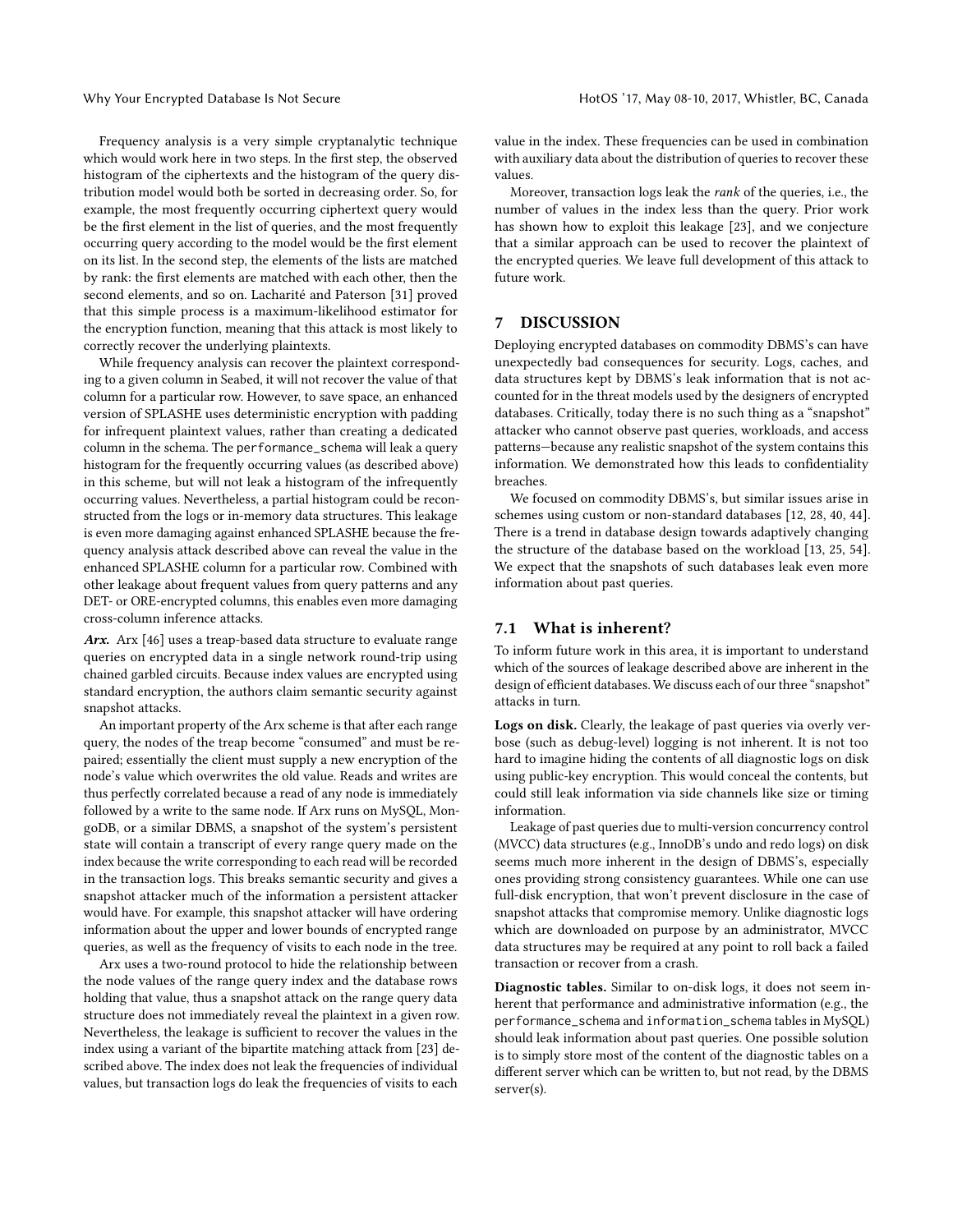Frequency analysis is a very simple cryptanalytic technique which would work here in two steps. In the first step, the observed histogram of the ciphertexts and the histogram of the query distribution model would both be sorted in decreasing order. So, for example, the most frequently occurring ciphertext query would be the first element in the list of queries, and the most frequently occurring query according to the model would be the first element on its list. In the second step, the elements of the lists are matched by rank: the first elements are matched with each other, then the second elements, and so on. Lacharité and Paterson [31] proved that this simple process is a maximum-likelihood estimator for the encryption function, meaning that this attack is most likely to correctly recover the underlying plaintexts.

While frequency analysis can recover the plaintext corresponding to a given column in Seabed, it will not recover the value of that column for a particular row. However, to save space, an enhanced version of SPLASHE uses deterministic encryption with padding for infrequent plaintext values, rather than creating a dedicated column in the schema. The `performance_schema` will leak a query histogram for the frequently occurring values (as described above) in this scheme, but will not leak a histogram of the infrequently occurring values. Nevertheless, a partial histogram could be reconstructed from the logs or in-memory data structures. This leakage is even more damaging against enhanced SPLASHE because the frequency analysis attack described above can reveal the value in the enhanced SPLASHE column for a particular row. Combined with other leakage about frequent values from query patterns and any DET- or ORE-encrypted columns, this enables even more damaging cross-column inference attacks.

***Arx.*** Arx [46] uses a treap-based data structure to evaluate range queries on encrypted data in a single network round-trip using chained garbled circuits. Because index values are encrypted using standard encryption, the authors claim semantic security against snapshot attacks.

An important property of the Arx scheme is that after each range query, the nodes of the treap become "consumed" and must be repaired; essentially the client must supply a new encryption of the node's value which overwrites the old value. Reads and writes are thus perfectly correlated because a read of any node is immediately followed by a write to the same node. If Arx runs on MySQL, MongoDB, or a similar DBMS, a snapshot of the system's persistent state will contain a transcript of every range query made on the index because the write corresponding to each read will be recorded in the transaction logs. This breaks semantic security and gives a snapshot attacker much of the information a persistent attacker would have. For example, this snapshot attacker will have ordering information about the upper and lower bounds of encrypted range queries, as well as the frequency of visits to each node in the tree.

Arx uses a two-round protocol to hide the relationship between the node values of the range query index and the database rows holding that value, thus a snapshot attack on the range query data structure does not immediately reveal the plaintext in a given row. Nevertheless, the leakage is sufficient to recover the values in the index using a variant of the bipartite matching attack from [23] described above. The index does not leak the frequencies of individual values, but transaction logs do leak the frequencies of visits to each value in the index. These frequencies can be used in combination with auxiliary data about the distribution of queries to recover these values.

Moreover, transaction logs leak the *rank* of the queries, i.e., the number of values in the index less than the query. Prior work has shown how to exploit this leakage [23], and we conjecture that a similar approach can be used to recover the plaintext of the encrypted queries. We leave full development of this attack to future work.

## 7 DISCUSSION

Deploying encrypted databases on commodity DBMS's can have unexpectedly bad consequences for security. Logs, caches, and data structures kept by DBMS's leak information that is not accounted for in the threat models used by the designers of encrypted databases. Critically, today there is no such thing as a "snapshot" attacker who cannot observe past queries, workloads, and access patterns—because any realistic snapshot of the system contains this information. We demonstrated how this leads to confidentiality breaches.

We focused on commodity DBMS's, but similar issues arise in schemes using custom or non-standard databases [12, 28, 40, 44]. There is a trend in database design towards adaptively changing the structure of the database based on the workload [13, 25, 54]. We expect that the snapshots of such databases leak even more information about past queries.

### 7.1 What is inherent?

To inform future work in this area, it is important to understand which of the sources of leakage described above are inherent in the design of efficient databases. We discuss each of our three "snapshot" attacks in turn.

**Logs on disk.** Clearly, the leakage of past queries via overly verbose (such as debug-level) logging is not inherent. It is not too hard to imagine hiding the contents of all diagnostic logs on disk using public-key encryption. This would conceal the contents, but could still leak information via side channels like size or timing information.

Leakage of past queries due to multi-version concurrency control (MVCC) data structures (e.g., InnoDB's undo and redo logs) on disk seems much more inherent in the design of DBMS's, especially ones providing strong consistency guarantees. While one can use full-disk encryption, that won't prevent disclosure in the case of snapshot attacks that compromise memory. Unlike diagnostic logs which are downloaded on purpose by an administrator, MVCC data structures may be required at any point to roll back a failed transaction or recover from a crash.

**Diagnostic tables.** Similar to on-disk logs, it does not seem inherent that performance and administrative information (e.g., the `performance_schema` and `information_schema` tables in MySQL) should leak information about past queries. One possible solution is to simply store most of the content of the diagnostic tables on a different server which can be written to, but not read, by the DBMS server(s).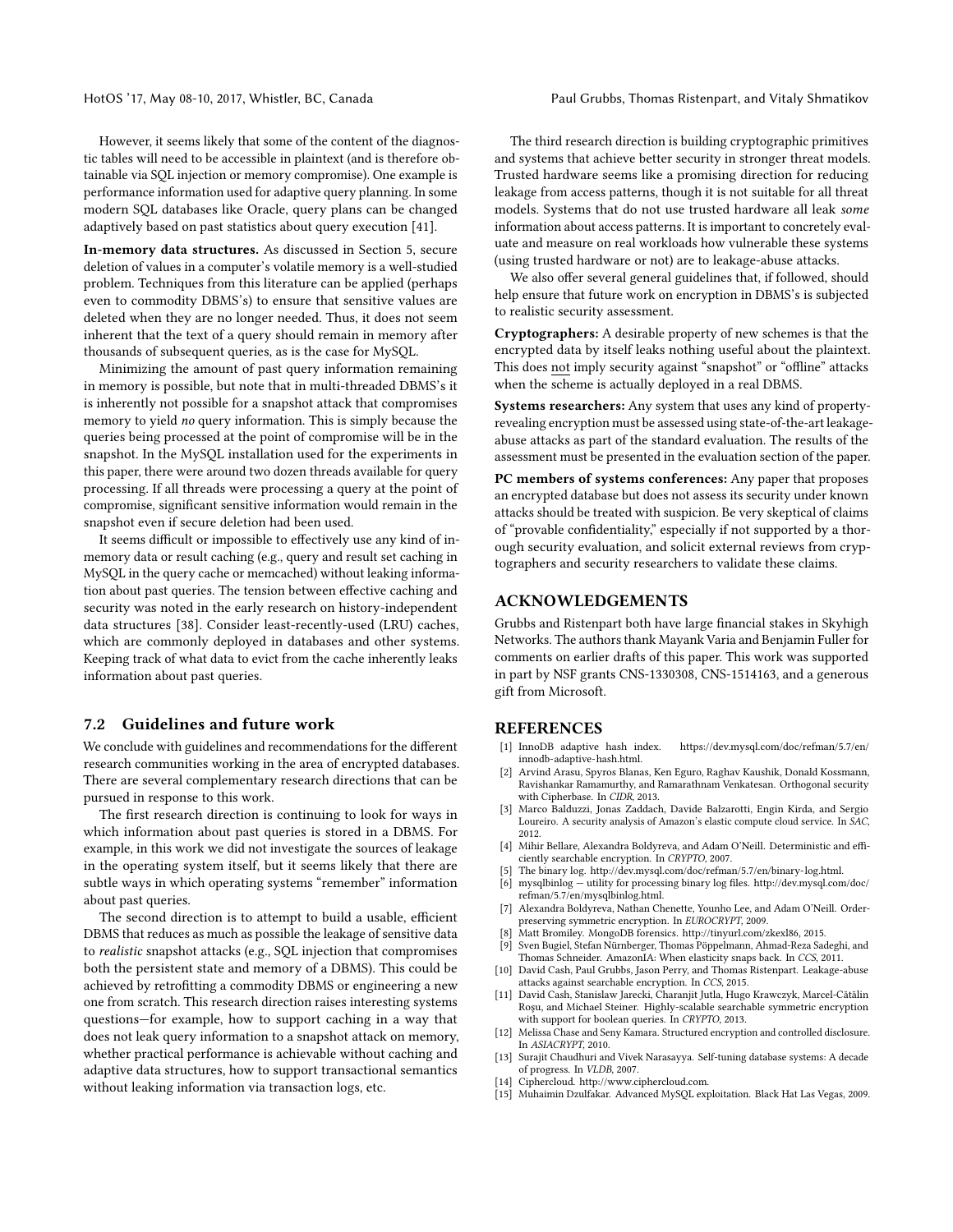However, it seems likely that some of the content of the diagnostic tables will need to be accessible in plaintext (and is therefore obtainable via SQL injection or memory compromise). One example is performance information used for adaptive query planning. In some modern SQL databases like Oracle, query plans can be changed adaptively based on past statistics about query execution [41].

**In-memory data structures.** As discussed in Section 5, secure deletion of values in a computer's volatile memory is a well-studied problem. Techniques from this literature can be applied (perhaps even to commodity DBMS's) to ensure that sensitive values are deleted when they are no longer needed. Thus, it does not seem inherent that the text of a query should remain in memory after thousands of subsequent queries, as is the case for MySQL.

Minimizing the amount of past query information remaining in memory is possible, but note that in multi-threaded DBMS's it is inherently not possible for a snapshot attack that compromises memory to yield *no* query information. This is simply because the queries being processed at the point of compromise will be in the snapshot. In the MySQL installation used for the experiments in this paper, there were around two dozen threads available for query processing. If all threads were processing a query at the point of compromise, significant sensitive information would remain in the snapshot even if secure deletion had been used.

It seems difficult or impossible to effectively use any kind of in-memory data or result caching (e.g., query and result set caching in MySQL in the query cache or memcached) without leaking information about past queries. The tension between effective caching and security was noted in the early research on history-independent data structures [38]. Consider least-recently-used (LRU) caches, which are commonly deployed in databases and other systems. Keeping track of what data to evict from the cache inherently leaks information about past queries.

### 7.2 Guidelines and future work

We conclude with guidelines and recommendations for the different research communities working in the area of encrypted databases. There are several complementary research directions that can be pursued in response to this work.

The first research direction is continuing to look for ways in which information about past queries is stored in a DBMS. For example, in this work we did not investigate the sources of leakage in the operating system itself, but it seems likely that there are subtle ways in which operating systems "remember" information about past queries.

The second direction is to attempt to build a usable, efficient DBMS that reduces as much as possible the leakage of sensitive data to *realistic* snapshot attacks (e.g., SQL injection that compromises both the persistent state and memory of a DBMS). This could be achieved by retrofitting a commodity DBMS or engineering a new one from scratch. This research direction raises interesting systems questions—for example, how to support caching in a way that does not leak query information to a snapshot attack on memory, whether practical performance is achievable without caching and adaptive data structures, how to support transactional semantics without leaking information via transaction logs, etc.

The third research direction is building cryptographic primitives and systems that achieve better security in stronger threat models. Trusted hardware seems like a promising direction for reducing leakage from access patterns, though it is not suitable for all threat models. Systems that do not use trusted hardware all leak *some* information about access patterns. It is important to concretely evaluate and measure on real workloads how vulnerable these systems (using trusted hardware or not) are to leakage-abuse attacks.

We also offer several general guidelines that, if followed, should help ensure that future work on encryption in DBMS's is subjected to realistic security assessment.

**Cryptographers:** A desirable property of new schemes is that the encrypted data by itself leaks nothing useful about the plaintext. This does not imply security against "snapshot" or "offline" attacks when the scheme is actually deployed in a real DBMS.

**Systems researchers:** Any system that uses any kind of property-revealing encryption must be assessed using state-of-the-art leakage-abuse attacks as part of the standard evaluation. The results of the assessment must be presented in the evaluation section of the paper.

**PC members of systems conferences:** Any paper that proposes an encrypted database but does not assess its security under known attacks should be treated with suspicion. Be very skeptical of claims of "provable confidentiality," especially if not supported by a thorough security evaluation, and solicit external reviews from cryptographers and security researchers to validate these claims.

## ACKNOWLEDGEMENTS

Grubbs and Ristenpart both have large financial stakes in Skyhigh Networks. The authors thank Mayank Varia and Benjamin Fuller for comments on earlier drafts of this paper. This work was supported in part by NSF grants CNS-1330308, CNS-1514163, and a generous gift from Microsoft.

## REFERENCES

[1] InnoDB adaptive hash index. https://dev.mysql.com/doc/refman/5.7/en/innodb-adaptive-hash.html.
[2] Arvind Arasu, Spyros Blanas, Ken Eguro, Raghav Kaushik, Donald Kossmann, Ravishankar Ramamurthy, and Ramarathnam Venkatesan. Orthogonal security with Cipherbase. In *CIDR*, 2013.
[3] Marco Balduzzi, Jonas Zaddach, Davide Balzarotti, Engin Kirda, and Sergio Loureiro. A security analysis of Amazon's elastic compute cloud service. In *SAC*, 2012.
[4] Mihir Bellare, Alexandra Boldyreva, and Adam O'Neill. Deterministic and efficiently searchable encryption. In *CRYPTO*, 2007.
[5] The binary log. http://dev.mysql.com/doc/refman/5.7/en/binary-log.html.
[6] mysqlbinlog — utility for processing binary log files. http://dev.mysql.com/doc/refman/5.7/en/mysqlbinlog.html.
[7] Alexandra Boldyreva, Nathan Chenette, Younho Lee, and Adam O'Neill. Order-preserving symmetric encryption. In *EUROCRYPT*, 2009.
[8] Matt Bromiley. MongoDB forensics. http://tinyurl.com/zkexl86, 2015.
[9] Sven Bugiel, Stefan Nürnberger, Thomas Pöppelmann, Ahmad-Reza Sadeghi, and Thomas Schneider. AmazonIA: When elasticity snaps back. In *CCS*, 2011.
[10] David Cash, Paul Grubbs, Jason Perry, and Thomas Ristenpart. Leakage-abuse attacks against searchable encryption. In *CCS*, 2015.
[11] David Cash, Stanislaw Jarecki, Charanjit Jutla, Hugo Krawczyk, Marcel-Cătălin Roşu, and Michael Steiner. Highly-scalable searchable symmetric encryption with support for boolean queries. In *CRYPTO*, 2013.
[12] Melissa Chase and Seny Kamara. Structured encryption and controlled disclosure. In *ASIACRYPT*, 2010.
[13] Surajit Chaudhuri and Vivek Narasayya. Self-tuning database systems: A decade of progress. In *VLDB*, 2007.
[14] Ciphercloud. http://www.ciphercloud.com.
[15] Muhaimin Dzulfakar. Advanced MySQL exploitation. Black Hat Las Vegas, 2009.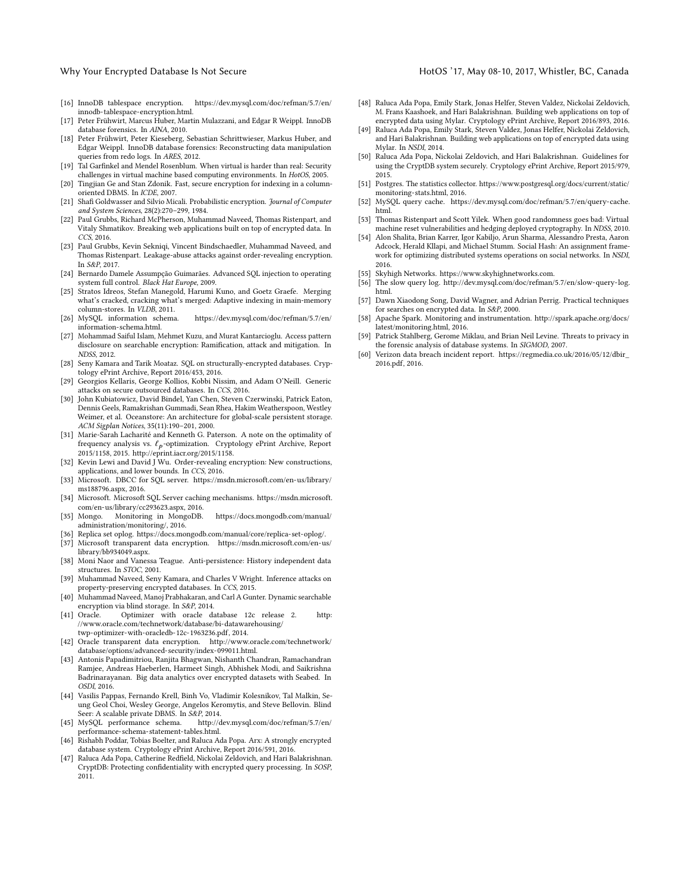[16] InnoDB tablespace encryption. https://dev.mysql.com/doc/refman/5.7/en/innodb-tablespace-encryption.html.

[17] Peter Frühwirt, Marcus Huber, Martin Mulazzani, and Edgar R Weippl. InnoDB database forensics. In *AINA*, 2010.

[18] Peter Frühwirt, Peter Kieseberg, Sebastian Schrittwieser, Markus Huber, and Edgar Weippl. InnoDB database forensics: Reconstructing data manipulation queries from redo logs. In *ARES*, 2012.

[19] Tal Garfinkel and Mendel Rosenblum. When virtual is harder than real: Security challenges in virtual machine based computing environments. In *HotOS*, 2005.

[20] Tingjian Ge and Stan Zdonik. Fast, secure encryption for indexing in a column-oriented DBMS. In *ICDE*, 2007.

[21] Shafi Goldwasser and Silvio Micali. Probabilistic encryption. *Journal of Computer and System Sciences*, 28(2):270–299, 1984.

[22] Paul Grubbs, Richard McPherson, Muhammad Naveed, Thomas Ristenpart, and Vitaly Shmatikov. Breaking web applications built on top of encrypted data. In *CCS*, 2016.

[23] Paul Grubbs, Kevin Sekniqi, Vincent Bindschaedler, Muhammad Naveed, and Thomas Ristenpart. Leakage-abuse attacks against order-revealing encryption. In *S&P*, 2017.

[24] Bernardo Damele Assumpção Guimarães. Advanced SQL injection to operating system full control. *Black Hat Europe*, 2009.

[25] Stratos Idreos, Stefan Manegold, Harumi Kuno, and Goetz Graefe. Merging what's cracked, cracking what's merged: Adaptive indexing in main-memory column-stores. In *VLDB*, 2011.

[26] MySQL information schema. https://dev.mysql.com/doc/refman/5.7/en/information-schema.html.

[27] Mohammad Saiful Islam, Mehmet Kuzu, and Murat Kantarcioglu. Access pattern disclosure on searchable encryption: Ramification, attack and mitigation. In *NDSS*, 2012.

[28] Seny Kamara and Tarik Moataz. SQL on structurally-encrypted databases. Cryptology ePrint Archive, Report 2016/453, 2016.

[29] Georgios Kellaris, George Kollios, Kobbi Nissim, and Adam O'Neill. Generic attacks on secure outsourced databases. In *CCS*, 2016.

[30] John Kubiatowicz, David Bindel, Yan Chen, Steven Czerwinski, Patrick Eaton, Dennis Geels, Ramakrishan Gummadi, Sean Rhea, Hakim Weatherspoon, Westley Weimer, et al. Oceanstore: An architecture for global-scale persistent storage. *ACM Sigplan Notices*, 35(11):190–201, 2000.

[31] Marie-Sarah Lacharité and Kenneth G. Paterson. A note on the optimality of frequency analysis vs. $\ell_p$-optimization. Cryptology ePrint Archive, Report 2015/1158, 2015. http://eprint.iacr.org/2015/1158.

[32] Kevin Lewi and David J Wu. Order-revealing encryption: New constructions, applications, and lower bounds. In *CCS*, 2016.

[33] Microsoft. DBCC for SQL server. https://msdn.microsoft.com/en-us/library/ms188796.aspx, 2016.

[34] Microsoft. Microsoft SQL Server caching mechanisms. https://msdn.microsoft.com/en-us/library/cc293623.aspx, 2016.

[35] Mongo. Monitoring in MongoDB. https://docs.mongodb.com/manual/administration/monitoring/, 2016.

[36] Replica set oplog. https://docs.mongodb.com/manual/core/replica-set-oplog/.

[37] Microsoft transparent data encryption. https://msdn.microsoft.com/en-us/library/bb934049.aspx.

[38] Moni Naor and Vanessa Teague. Anti-persistence: History independent data structures. In *STOC*, 2001.

[39] Muhammad Naveed, Seny Kamara, and Charles V Wright. Inference attacks on property-preserving encrypted databases. In *CCS*, 2015.

[40] Muhammad Naveed, Manoj Prabhakaran, and Carl A Gunter. Dynamic searchable encryption via blind storage. In *S&P*, 2014.

[41] Oracle. Optimizer with oracle database 12c release 2. http://www.oracle.com/technetwork/database/bi-datawarehousing/twp-optimizer-with-oracledb-12c-1963236.pdf, 2014.

[42] Oracle transparent data encryption. http://www.oracle.com/technetwork/database/options/advanced-security/index-099011.html.

[43] Antonis Papadimitriou, Ranjita Bhagwan, Nishanth Chandran, Ramachandran Ramjee, Andreas Haeberlen, Harmeet Singh, Abhishek Modi, and Saikrishna Badrinarayanan. Big data analytics over encrypted datasets with Seabed. In *OSDI*, 2016.

[44] Vasilis Pappas, Fernando Krell, Binh Vo, Vladimir Kolesnikov, Tal Malkin, Seung Geol Choi, Wesley George, Angelos Keromytis, and Steve Bellovin. Blind Seer: A scalable private DBMS. In *S&P*, 2014.

[45] MySQL performance schema. http://dev.mysql.com/doc/refman/5.7/en/performance-schema-statement-tables.html.

[46] Rishabh Poddar, Tobias Boelter, and Raluca Ada Popa. Arx: A strongly encrypted database system. Cryptology ePrint Archive, Report 2016/591, 2016.

[47] Raluca Ada Popa, Catherine Redfield, Nickolai Zeldovich, and Hari Balakrishnan. CryptDB: Protecting confidentiality with encrypted query processing. In *SOSP*, 2011.

[48] Raluca Ada Popa, Emily Stark, Jonas Helfer, Steven Valdez, Nickolai Zeldovich, M. Frans Kaashoek, and Hari Balakrishnan. Building web applications on top of encrypted data using Mylar. Cryptology ePrint Archive, Report 2016/893, 2016.

[49] Raluca Ada Popa, Emily Stark, Steven Valdez, Jonas Helfer, Nickolai Zeldovich, and Hari Balakrishnan. Building web applications on top of encrypted data using Mylar. In *NSDI*, 2014.

[50] Raluca Ada Popa, Nickolai Zeldovich, and Hari Balakrishnan. Guidelines for using the CryptDB system securely. Cryptology ePrint Archive, Report 2015/979, 2015.

[51] Postgres. The statistics collector. https://www.postgresql.org/docs/current/static/monitoring-stats.html, 2016.

[52] MySQL query cache. https://dev.mysql.com/doc/refman/5.7/en/query-cache.html.

[53] Thomas Ristenpart and Scott Yilek. When good randomness goes bad: Virtual machine reset vulnerabilities and hedging deployed cryptography. In *NDSS*, 2010.

[54] Alon Shalita, Brian Karrer, Igor Kabiljo, Arun Sharma, Alessandro Presta, Aaron Adcock, Herald Kllapi, and Michael Stumm. Social Hash: An assignment framework for optimizing distributed systems operations on social networks. In *NSDI*, 2016.

[55] Skyhigh Networks. https://www.skyhighnetworks.com.

[56] The slow query log. http://dev.mysql.com/doc/refman/5.7/en/slow-query-log.html.

[57] Dawn Xiaodong Song, David Wagner, and Adrian Perrig. Practical techniques for searches on encrypted data. In *S&P*, 2000.

[58] Apache Spark. Monitoring and instrumentation. http://spark.apache.org/docs/latest/monitoring.html, 2016.

[59] Patrick Stahlberg, Gerome Miklau, and Brian Neil Levine. Threats to privacy in the forensic analysis of database systems. In *SIGMOD*, 2007.

[60] Verizon data breach incident report. https://regmedia.co.uk/2016/05/12/dbir_2016.pdf, 2016.